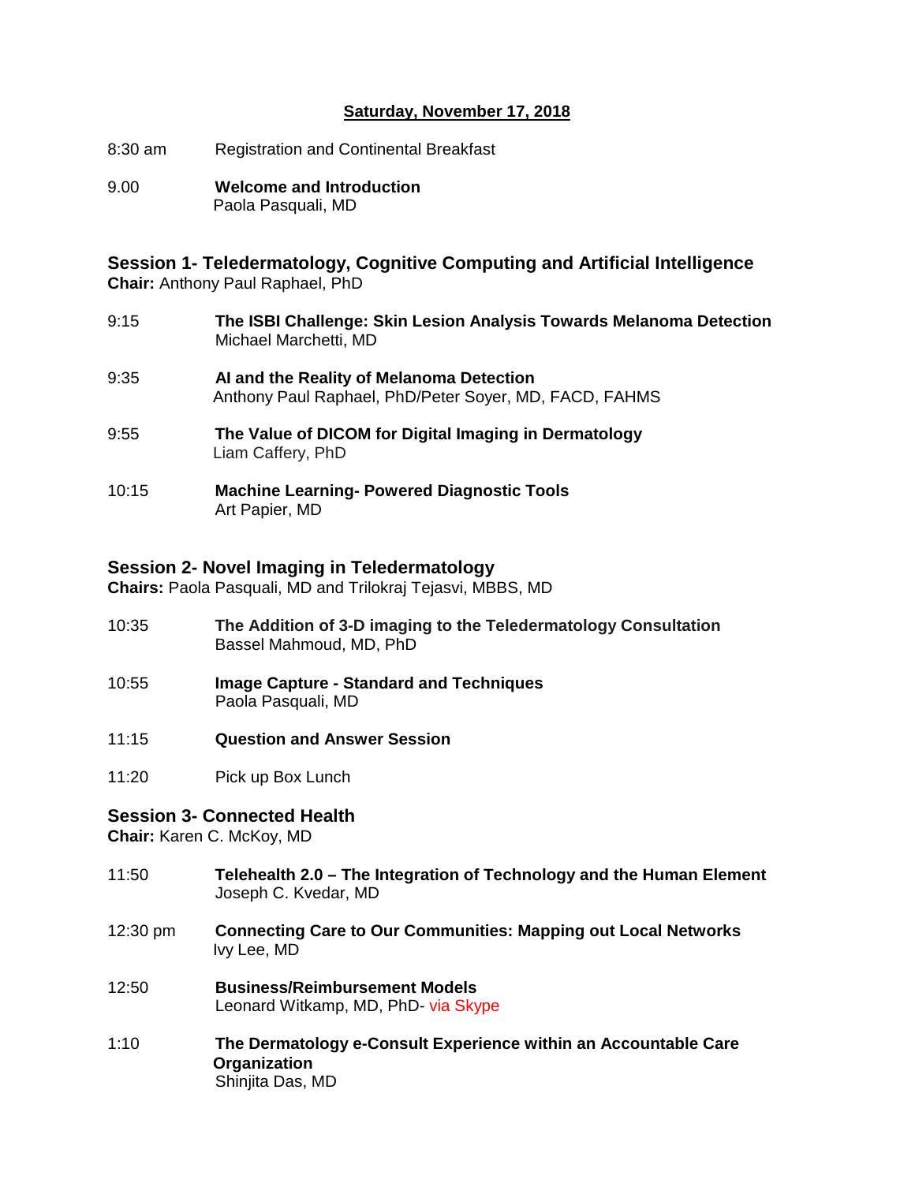## Saturday, November 17, 2018

8:30 am Registration and Continental Breakfast

9.00 **Welcome and Introduction**
Paola Pasquali, MD

### Session 1- Teledermatology, Cognitive Computing and Artificial Intelligence

**Chair:** Anthony Paul Raphael, PhD

9:15 **The ISBI Challenge: Skin Lesion Analysis Towards Melanoma Detection**
Michael Marchetti, MD

9:35 **AI and the Reality of Melanoma Detection**
Anthony Paul Raphael, PhD/Peter Soyer, MD, FACD, FAHMS

9:55 **The Value of DICOM for Digital Imaging in Dermatology**
Liam Caffery, PhD

10:15 **Machine Learning- Powered Diagnostic Tools**
Art Papier, MD

### Session 2- Novel Imaging in Teledermatology

**Chairs:** Paola Pasquali, MD and Trilokraj Tejasvi, MBBS, MD

10:35 **The Addition of 3-D imaging to the Teledermatology Consultation**
Bassel Mahmoud, MD, PhD

10:55 **Image Capture - Standard and Techniques**
Paola Pasquali, MD

11:15 **Question and Answer Session**

11:20 Pick up Box Lunch

### Session 3- Connected Health

**Chair:** Karen C. McKoy, MD

11:50 **Telehealth 2.0 – The Integration of Technology and the Human Element**
Joseph C. Kvedar, MD

12:30 pm **Connecting Care to Our Communities: Mapping out Local Networks**
Ivy Lee, MD

12:50 **Business/Reimbursement Models**
Leonard Witkamp, MD, PhD- via Skype

1:10 **The Dermatology e-Consult Experience within an Accountable Care Organization**
Shinjita Das, MD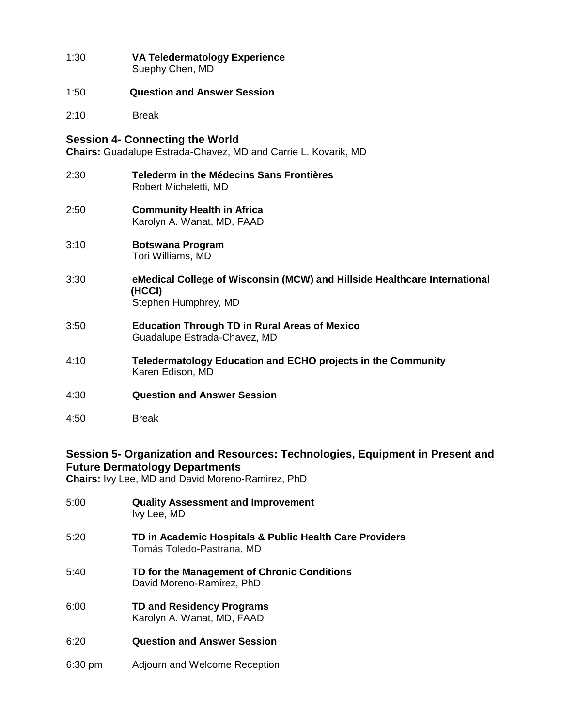1:30 **VA Teledermatology Experience**
Suephy Chen, MD

1:50 **Question and Answer Session**

2:10 Break

### Session 4- Connecting the World

**Chairs:** Guadalupe Estrada-Chavez, MD and Carrie L. Kovarik, MD

2:30 **Telederm in the Médecins Sans Frontières**
Robert Micheletti, MD

2:50 **Community Health in Africa**
Karolyn A. Wanat, MD, FAAD

3:10 **Botswana Program**
Tori Williams, MD

3:30 **eMedical College of Wisconsin (MCW) and Hillside Healthcare International (HCCI)**
Stephen Humphrey, MD

3:50 **Education Through TD in Rural Areas of Mexico**
Guadalupe Estrada-Chavez, MD

4:10 **Teledermatology Education and ECHO projects in the Community**
Karen Edison, MD

4:30 **Question and Answer Session**

4:50 Break

### Session 5- Organization and Resources: Technologies, Equipment in Present and Future Dermatology Departments

**Chairs:** Ivy Lee, MD and David Moreno-Ramirez, PhD

5:00 **Quality Assessment and Improvement**
Ivy Lee, MD

5:20 **TD in Academic Hospitals & Public Health Care Providers**
Tomás Toledo-Pastrana, MD

5:40 **TD for the Management of Chronic Conditions**
David Moreno-Ramírez, PhD

6:00 **TD and Residency Programs**
Karolyn A. Wanat, MD, FAAD

6:20 **Question and Answer Session**

6:30 pm Adjourn and Welcome Reception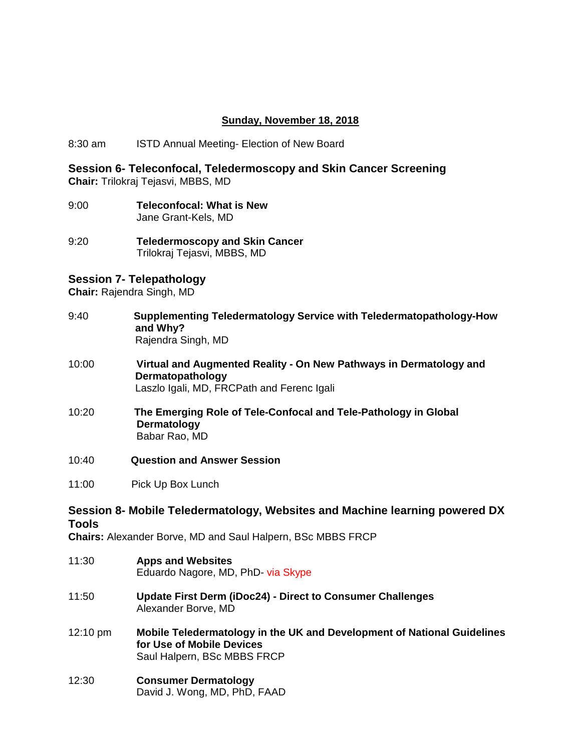**Sunday, November 18, 2018**

8:30 am ISTD Annual Meeting- Election of New Board

### Session 6- Teleconfocal, Teledermoscopy and Skin Cancer Screening

**Chair:** Trilokraj Tejasvi, MBBS, MD

9:00 **Teleconfocal: What is New**
Jane Grant-Kels, MD

9:20 **Teledermoscopy and Skin Cancer**
Trilokraj Tejasvi, MBBS, MD

### Session 7- Telepathology

**Chair:** Rajendra Singh, MD

9:40 **Supplementing Teledermatology Service with Teledermatopathology-How and Why?**
Rajendra Singh, MD

10:00 **Virtual and Augmented Reality - On New Pathways in Dermatology and Dermatopathology**
Laszlo Igali, MD, FRCPath and Ferenc Igali

10:20 **The Emerging Role of Tele-Confocal and Tele-Pathology in Global Dermatology**
Babar Rao, MD

10:40 **Question and Answer Session**

11:00 Pick Up Box Lunch

### Session 8- Mobile Teledermatology, Websites and Machine learning powered DX Tools

**Chairs:** Alexander Borve, MD and Saul Halpern, BSc MBBS FRCP

11:30 **Apps and Websites**
Eduardo Nagore, MD, PhD- via Skype

11:50 **Update First Derm (iDoc24) - Direct to Consumer Challenges**
Alexander Borve, MD

12:10 pm **Mobile Teledermatology in the UK and Development of National Guidelines for Use of Mobile Devices**
Saul Halpern, BSc MBBS FRCP

12:30 **Consumer Dermatology**
David J. Wong, MD, PhD, FAAD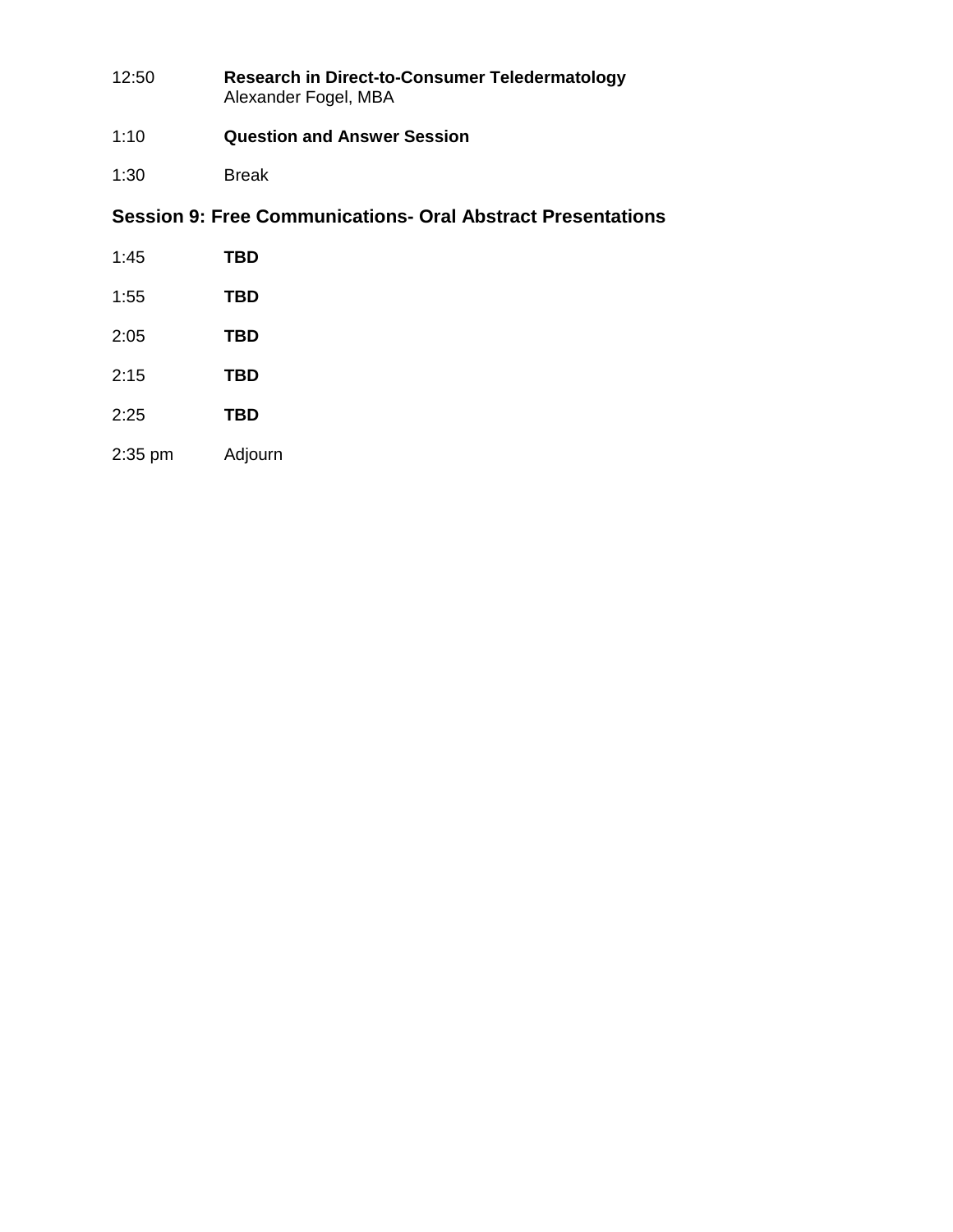12:50 **Research in Direct-to-Consumer Teledermatology**
Alexander Fogel, MBA

1:10 **Question and Answer Session**

1:30 Break

### Session 9: Free Communications- Oral Abstract Presentations

1:45 **TBD**

1:55 **TBD**

2:05 **TBD**

2:15 **TBD**

2:25 **TBD**

2:35 pm Adjourn